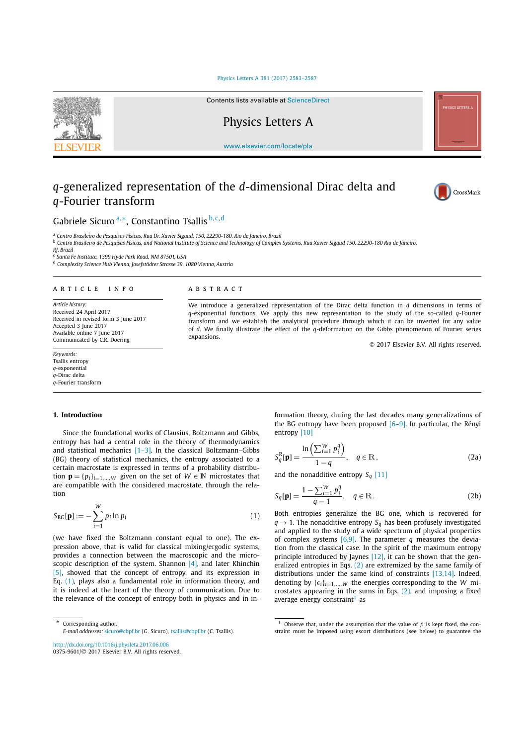# $q$-generalized representation of the $d$-dimensional Dirac delta and $q$-Fourier transform

Gabriele Sicuro [a,*], Constantino Tsallis [b,c,d]

[a] Centro Brasileiro de Pesquisas Físicas, Rua Dr. Xavier Sigaud, 150, 22290-180, Rio de Janeiro, Brazil
[b] Centro Brasileiro de Pesquisas Físicas, and National Institute of Science and Technology of Complex Systems, Rua Xavier Sigaud 150, 22290-180 Rio de Janeiro, RJ, Brazil
[c] Santa Fe Institute, 1399 Hyde Park Road, NM 87501, USA
[d] Complexity Science Hub Vienna, Josefstädter Strasse 39, 1080 Vienna, Austria

## ARTICLE INFO

*Article history:*
Received 24 April 2017
Received in revised form 3 June 2017
Accepted 3 June 2017
Available online 7 June 2017
Communicated by C.R. Doering

*Keywords:*
Tsallis entropy
$q$-exponential
$q$-Dirac delta
$q$-Fourier transform

## ABSTRACT

We introduce a generalized representation of the Dirac delta function in $d$ dimensions in terms of $q$-exponential functions. We apply this new representation to the study of the so-called $q$-Fourier transform and we establish the analytical procedure through which it can be inverted for any value of $d$. We finally illustrate the effect of the $q$-deformation on the Gibbs phenomenon of Fourier series expansions.

© 2017 Elsevier B.V. All rights reserved.

## 1. Introduction

Since the foundational works of Clausius, Boltzmann and Gibbs, entropy has had a central role in the theory of thermodynamics and statistical mechanics [1–3]. In the classical Boltzmann–Gibbs (BG) theory of statistical mechanics, the entropy associated to a certain macrostate is expressed in terms of a probability distribution $\mathbf{p} = \{p_i\}_{i=1,\dots,W}$ given on the set of $W \in \mathbb{N}$ microstates that are compatible with the considered macrostate, through the relation

$$S_{\text{BG}}[\mathbf{p}] := -\sum_{i=1}^{W} p_i \ln p_i \tag{1}$$

(we have fixed the Boltzmann constant equal to one). The expression above, that is valid for classical mixing/ergodic systems, provides a connection between the macroscopic and the microscopic description of the system. Shannon [4], and later Khinchin [5], showed that the concept of entropy, and its expression in Eq. (1), plays also a fundamental role in information theory, and it is indeed at the heart of the theory of communication. Due to the relevance of the concept of entropy both in physics and in information theory, during the last decades many generalizations of the BG entropy have been proposed [6–9]. In particular, the Rényi entropy [10]

$$S_q^{\text{R}}[\mathbf{p}] = \frac{\ln\left(\sum_{i=1}^{W} p_i^q\right)}{1-q}, \quad q \in \mathbb{R}, \tag{2a}$$

and the nonadditive entropy $S_q$ [11]

$$S_q[\mathbf{p}] = \frac{1 - \sum_{i=1}^{W} p_i^q}{q-1}, \quad q \in \mathbb{R}. \tag{2b}$$

Both entropies generalize the BG one, which is recovered for $q \to 1$. The nonadditive entropy $S_q$ has been profusely investigated and applied to the study of a wide spectrum of physical properties of complex systems [6,9]. The parameter $q$ measures the deviation from the classical case. In the spirit of the maximum entropy principle introduced by Jaynes [12], it can be shown that the generalized entropies in Eqs. (2) are extremized by the same family of distributions under the same kind of constraints [13,14]. Indeed, denoting by $\{\epsilon_i\}_{i=1,\dots,W}$ the energies corresponding to the $W$ microstates appearing in the sums in Eqs. (2), and imposing a fixed average energy constraint[1] as

* Corresponding author.
*E-mail addresses:* sicuro@cbpf.br (G. Sicuro), tsallis@cbpf.br (C. Tsallis).

[1] Observe that, under the assumption that the value of $\beta$ is kept fixed, the constraint must be imposed using escort distributions (see below) to guarantee the

http://dx.doi.org/10.1016/j.physleta.2017.06.006
0375-9601/© 2017 Elsevier B.V. All rights reserved.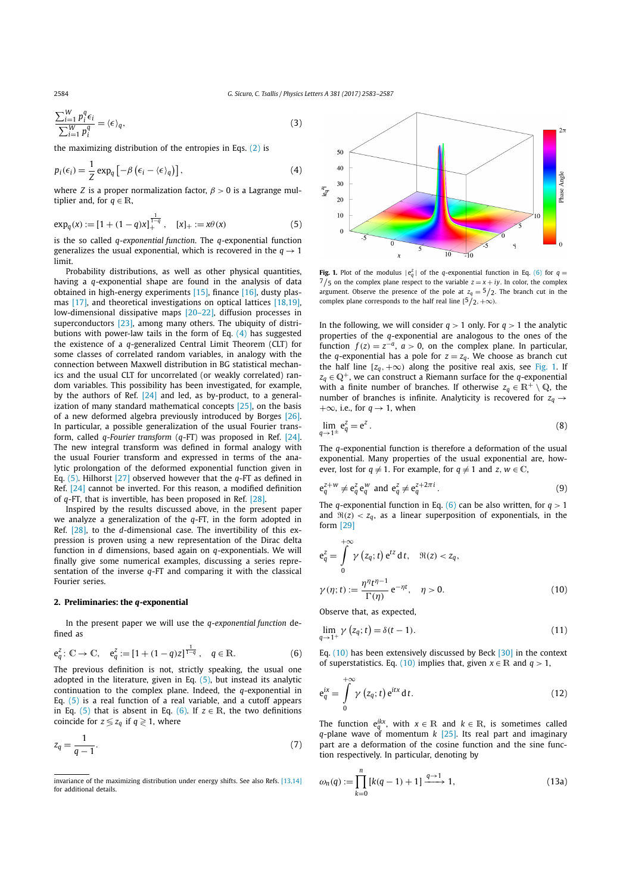$$\frac{\sum_{i=1}^{W} p_i^q \epsilon_i}{\sum_{i=1}^{W} p_i^q} = \langle \epsilon \rangle_q, \tag{3}$$

the maximizing distribution of the entropies in Eqs. (2) is

$$p_i(\epsilon_i) = \frac{1}{Z} \exp_q\left[-\beta\left(\epsilon_i - \langle \epsilon \rangle_q\right)\right], \tag{4}$$

where $Z$ is a proper normalization factor, $\beta > 0$ is a Lagrange multiplier and, for $q \in \mathbb{R}$,

$$\exp_q(x) := [1 + (1-q)x]_+^{\frac{1}{1-q}}, \quad [x]_+ := x\theta(x) \tag{5}$$

is the so called *q-exponential function*. The $q$-exponential function generalizes the usual exponential, which is recovered in the $q \to 1$ limit.

Probability distributions, as well as other physical quantities, having a $q$-exponential shape are found in the analysis of data obtained in high-energy experiments [15], finance [16], dusty plasmas [17], and theoretical investigations on optical lattices [18,19], low-dimensional dissipative maps [20–22], diffusion processes in superconductors [23], among many others. The ubiquity of distributions with power-law tails in the form of Eq. (4) has suggested the existence of a $q$-generalized Central Limit Theorem (CLT) for some classes of correlated random variables, in analogy with the connection between Maxwell distribution in BG statistical mechanics and the usual CLT for uncorrelated (or weakly correlated) random variables. This possibility has been investigated, for example, by the authors of Ref. [24] and led, as by-product, to a generalization of many standard mathematical concepts [25], on the basis of a new deformed algebra previously introduced by Borges [26]. In particular, a possible generalization of the usual Fourier transform, called *q-Fourier transform* ($q$-FT) was proposed in Ref. [24]. The new integral transform was defined in formal analogy with the usual Fourier transform and expressed in terms of the analytic prolongation of the deformed exponential function given in Eq. (5). Hilhorst [27] observed however that the $q$-FT as defined in Ref. [24] cannot be inverted. For this reason, a modified definition of $q$-FT, that is invertible, has been proposed in Ref. [28].

Inspired by the results discussed above, in the present paper we analyze a generalization of the $q$-FT, in the form adopted in Ref. [28], to the $d$-dimensional case. The invertibility of this expression is proven using a new representation of the Dirac delta function in $d$ dimensions, based again on $q$-exponentials. We will finally give some numerical examples, discussing a series representation of the inverse $q$-FT and comparing it with the classical Fourier series.

## 2. Preliminaries: the *q*-exponential

In the present paper we will use the *q-exponential function* defined as

$$\mathrm{e}_q^z \colon \mathbb{C} \to \mathbb{C}, \quad \mathrm{e}_q^z := [1 + (1-q)z]^{\frac{1}{1-q}}, \quad q \in \mathbb{R}. \tag{6}$$

The previous definition is not, strictly speaking, the usual one adopted in the literature, given in Eq. (5), but instead its analytic continuation to the complex plane. Indeed, the $q$-exponential in Eq. (5) is a real function of a real variable, and a cutoff appears in Eq. (5) that is absent in Eq. (6). If $z \in \mathbb{R}$, the two definitions coincide for $z \lessgtr z_q$ if $q \gtrless 1$, where

$$z_q = \frac{1}{q-1}. \tag{7}$$

Fig. 1. Plot of the modulus $|\mathrm{e}_q^z|$ of the $q$-exponential function in Eq. (6) for $q = 7/5$ on the complex plane respect to the variable $z = x + iy$. In color, the complex argument. Observe the presence of the pole at $z_q = 5/2$. The branch cut in the complex plane corresponds to the half real line $[5/2, +\infty)$.

In the following, we will consider $q > 1$ only. For $q > 1$ the analytic properties of the $q$-exponential are analogous to the ones of the function $f(z) = z^{-a}$, $a > 0$, on the complex plane. In particular, the $q$-exponential has a pole for $z = z_q$. We choose as branch cut the half line $[z_q, +\infty)$ along the positive real axis, see Fig. 1. If $z_q \in \mathbb{Q}^+$, we can construct a Riemann surface for the $q$-exponential with a finite number of branches. If otherwise $z_q \in \mathbb{R}^+ \setminus \mathbb{Q}$, the number of branches is infinite. Analyticity is recovered for $z_q \to +\infty$, i.e., for $q \to 1$, when

$$\lim_{q \to 1^{\pm}} \mathrm{e}_q^z = \mathrm{e}^z. \tag{8}$$

The $q$-exponential function is therefore a deformation of the usual exponential. Many properties of the usual exponential are, however, lost for $q \neq 1$. For example, for $q \neq 1$ and $z, w \in \mathbb{C}$,

$$\mathrm{e}_q^{z+w} \neq \mathrm{e}_q^z \, \mathrm{e}_q^w \quad \text{and} \quad \mathrm{e}_q^z \neq \mathrm{e}_q^{z+2\pi i}. \tag{9}$$

The $q$-exponential function in Eq. (6) can be also written, for $q > 1$ and $\Re(z) < z_q$, as a linear superposition of exponentials, in the form [29]

$$\mathrm{e}_q^z = \int_0^{+\infty} \gamma\left(z_q; t\right) \mathrm{e}^{tz} \, \mathrm{d}t, \quad \Re(z) < z_q,$$

$$\gamma(\eta; t) := \frac{\eta^\eta t^{\eta-1}}{\Gamma(\eta)} \mathrm{e}^{-\eta t}, \quad \eta > 0. \tag{10}$$

Observe that, as expected,

$$\lim_{q \to 1^+} \gamma\left(z_q; t\right) = \delta(t-1). \tag{11}$$

Eq. (10) has been extensively discussed by Beck [30] in the context of superstatistics. Eq. (10) implies that, given $x \in \mathbb{R}$ and $q > 1$,

$$\mathrm{e}_q^{ix} = \int_0^{+\infty} \gamma\left(z_q; t\right) \mathrm{e}^{itx} \, \mathrm{d}t. \tag{12}$$

The function $\mathrm{e}_q^{ikx}$, with $x \in \mathbb{R}$ and $k \in \mathbb{R}$, is sometimes called $q$-plane wave of momentum $k$ [25]. Its real part and imaginary part are a deformation of the cosine function and the sine function respectively. In particular, denoting by

$$\omega_n(q) := \prod_{k=0}^{n} [k(q-1) + 1] \xrightarrow{q \to 1} 1, \tag{13a}$$

---

invariance of the maximizing distribution under energy shifts. See also Refs. [13,14] for additional details.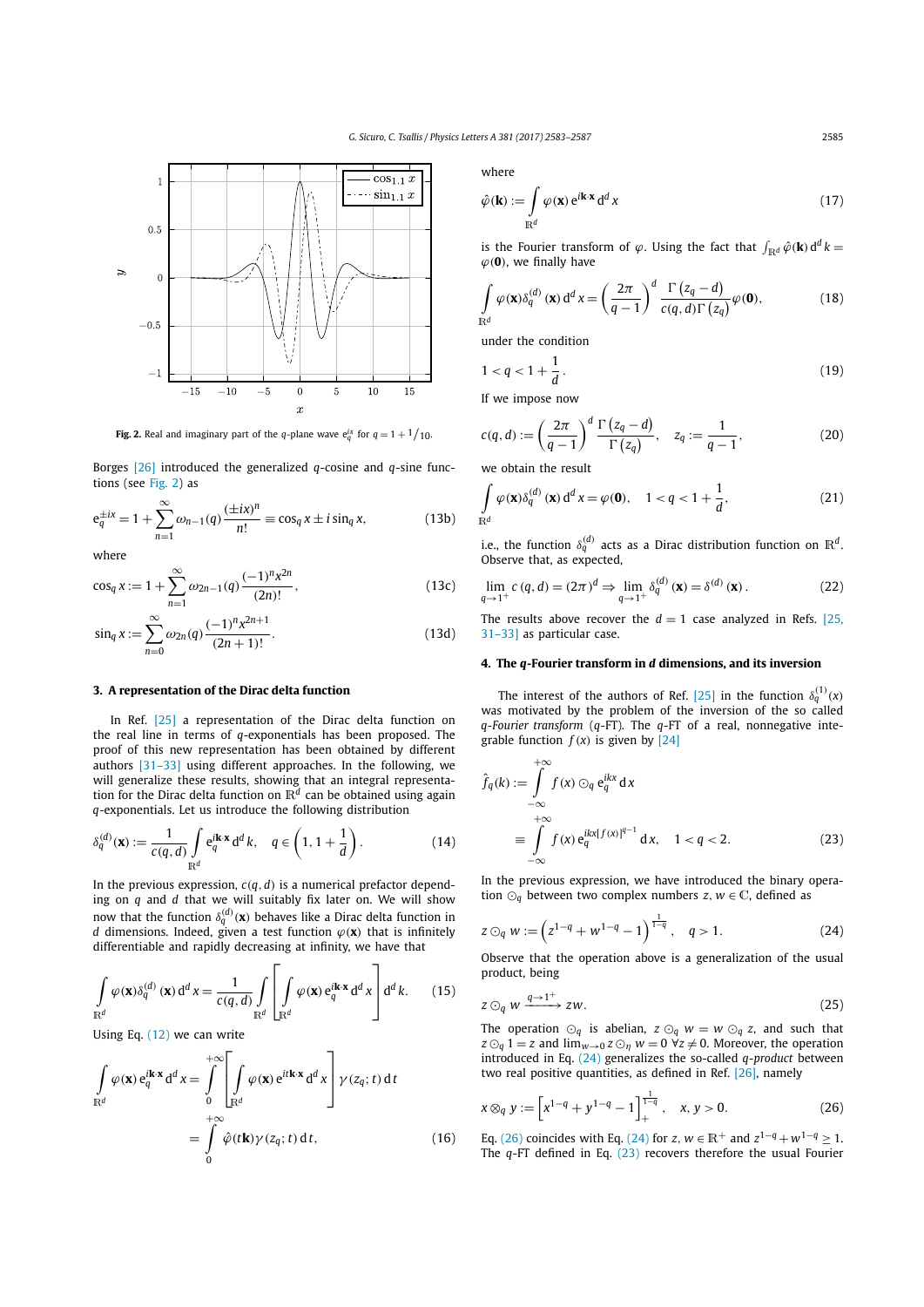**Fig. 2.** Real and imaginary part of the $q$-plane wave $\mathrm{e}_q^{ix}$ for $q = 1 + 1/10$.

Borges [26] introduced the generalized $q$-cosine and $q$-sine functions (see Fig. 2) as

$$\mathrm{e}_q^{\pm ix} = 1 + \sum_{n=1}^{\infty} \omega_{n-1}(q) \frac{(\pm ix)^n}{n!} \equiv \cos_q x \pm i \sin_q x, \tag{13b}$$

where

$$\cos_q x := 1 + \sum_{n=1}^{\infty} \omega_{2n-1}(q) \frac{(-1)^n x^{2n}}{(2n)!}, \tag{13c}$$

$$\sin_q x := \sum_{n=0}^{\infty} \omega_{2n}(q) \frac{(-1)^n x^{2n+1}}{(2n+1)!}. \tag{13d}$$

## 3. A representation of the Dirac delta function

In Ref. [25] a representation of the Dirac delta function on the real line in terms of $q$-exponentials has been proposed. The proof of this new representation has been obtained by different authors [31–33] using different approaches. In the following, we will generalize these results, showing that an integral representation for the Dirac delta function on $\mathbb{R}^d$ can be obtained using again $q$-exponentials. Let us introduce the following distribution

$$\delta_q^{(d)}(\mathbf{x}) := \frac{1}{c(q,d)} \int_{\mathbb{R}^d} \mathrm{e}_q^{i\mathbf{k}\cdot\mathbf{x}} \, \mathrm{d}^d k, \quad q \in \left(1, 1 + \frac{1}{d}\right). \tag{14}$$

In the previous expression, $c(q,d)$ is a numerical prefactor depending on $q$ and $d$ that we will suitably fix later on. We will show now that the function $\delta_q^{(d)}(\mathbf{x})$ behaves like a Dirac delta function in $d$ dimensions. Indeed, given a test function $\varphi(\mathbf{x})$ that is infinitely differentiable and rapidly decreasing at infinity, we have that

$$\int_{\mathbb{R}^d} \varphi(\mathbf{x}) \delta_q^{(d)}(\mathbf{x}) \, \mathrm{d}^d x = \frac{1}{c(q,d)} \int_{\mathbb{R}^d} \left[ \int_{\mathbb{R}^d} \varphi(\mathbf{x}) \, \mathrm{e}_q^{i\mathbf{k}\cdot\mathbf{x}} \, \mathrm{d}^d x \right] \mathrm{d}^d k. \tag{15}$$

Using Eq. (12) we can write

$$\begin{aligned} \int_{\mathbb{R}^d} \varphi(\mathbf{x}) \, \mathrm{e}_q^{i\mathbf{k}\cdot\mathbf{x}} \, \mathrm{d}^d x &= \int_0^{+\infty} \left[ \int_{\mathbb{R}^d} \varphi(\mathbf{x}) \, \mathrm{e}^{it\mathbf{k}\cdot\mathbf{x}} \, \mathrm{d}^d x \right] \gamma(z_q; t) \, \mathrm{d}t \\ &= \int_0^{+\infty} \hat{\varphi}(t\mathbf{k}) \gamma(z_q; t) \, \mathrm{d}t, \end{aligned} \tag{16}$$

where

$$\hat{\varphi}(\mathbf{k}) := \int_{\mathbb{R}^d} \varphi(\mathbf{x}) \, \mathrm{e}^{i\mathbf{k}\cdot\mathbf{x}} \, \mathrm{d}^d x \tag{17}$$

is the Fourier transform of $\varphi$. Using the fact that $\int_{\mathbb{R}^d} \hat{\varphi}(\mathbf{k}) \, \mathrm{d}^d k = \varphi(\mathbf{0})$, we finally have

$$\int_{\mathbb{R}^d} \varphi(\mathbf{x}) \delta_q^{(d)}(\mathbf{x}) \, \mathrm{d}^d x = \left(\frac{2\pi}{q-1}\right)^d \frac{\Gamma(z_q - d)}{c(q,d) \Gamma(z_q)} \varphi(\mathbf{0}), \tag{18}$$

under the condition

$$1 < q < 1 + \frac{1}{d}. \tag{19}$$

If we impose now

$$c(q,d) := \left(\frac{2\pi}{q-1}\right)^d \frac{\Gamma(z_q - d)}{\Gamma(z_q)}, \quad z_q := \frac{1}{q-1}, \tag{20}$$

we obtain the result

$$\int_{\mathbb{R}^d} \varphi(\mathbf{x}) \delta_q^{(d)}(\mathbf{x}) \, \mathrm{d}^d x = \varphi(\mathbf{0}), \quad 1 < q < 1 + \frac{1}{d}, \tag{21}$$

i.e., the function $\delta_q^{(d)}$ acts as a Dirac distribution function on $\mathbb{R}^d$. Observe that, as expected,

$$\lim_{q \to 1^+} c(q,d) = (2\pi)^d \Rightarrow \lim_{q \to 1^+} \delta_q^{(d)}(\mathbf{x}) = \delta^{(d)}(\mathbf{x}). \tag{22}$$

The results above recover the $d = 1$ case analyzed in Refs. [25, 31–33] as particular case.

## 4. The $q$-Fourier transform in $d$ dimensions, and its inversion

The interest of the authors of Ref. [25] in the function $\delta_q^{(1)}(x)$ was motivated by the problem of the inversion of the so called *q-Fourier transform* ($q$-FT). The $q$-FT of a real, nonnegative integrable function $f(x)$ is given by [24]

$$\begin{aligned} \hat{f}_q(k) &:= \int_{-\infty}^{+\infty} f(x) \odot_q \mathrm{e}_q^{ikx} \, \mathrm{d}x \\ &\equiv \int_{-\infty}^{+\infty} f(x) \, \mathrm{e}_q^{ikx[f(x)]^{q-1}} \, \mathrm{d}x, \quad 1 < q < 2. \end{aligned} \tag{23}$$

In the previous expression, we have introduced the binary operation $\odot_q$ between two complex numbers $z, w \in \mathbb{C}$, defined as

$$z \odot_q w := \left(z^{1-q} + w^{1-q} - 1\right)^{\frac{1}{1-q}}, \quad q > 1. \tag{24}$$

Observe that the operation above is a generalization of the usual product, being

$$z \odot_q w \xrightarrow{q \to 1^+} zw. \tag{25}$$

The operation $\odot_q$ is abelian, $z \odot_q w = w \odot_q z$, and such that $z \odot_q 1 = z$ and $\lim_{w \to 0} z \odot_\eta w = 0 \ \forall z \neq 0$. Moreover, the operation introduced in Eq. (24) generalizes the so-called *q-product* between two real positive quantities, as defined in Ref. [26], namely

$$x \otimes_q y := \left[x^{1-q} + y^{1-q} - 1\right]_+^{\frac{1}{1-q}}, \quad x, y > 0. \tag{26}$$

Eq. (26) coincides with Eq. (24) for $z, w \in \mathbb{R}^+$ and $z^{1-q} + w^{1-q} \geq 1$. The $q$-FT defined in Eq. (23) recovers therefore the usual Fourier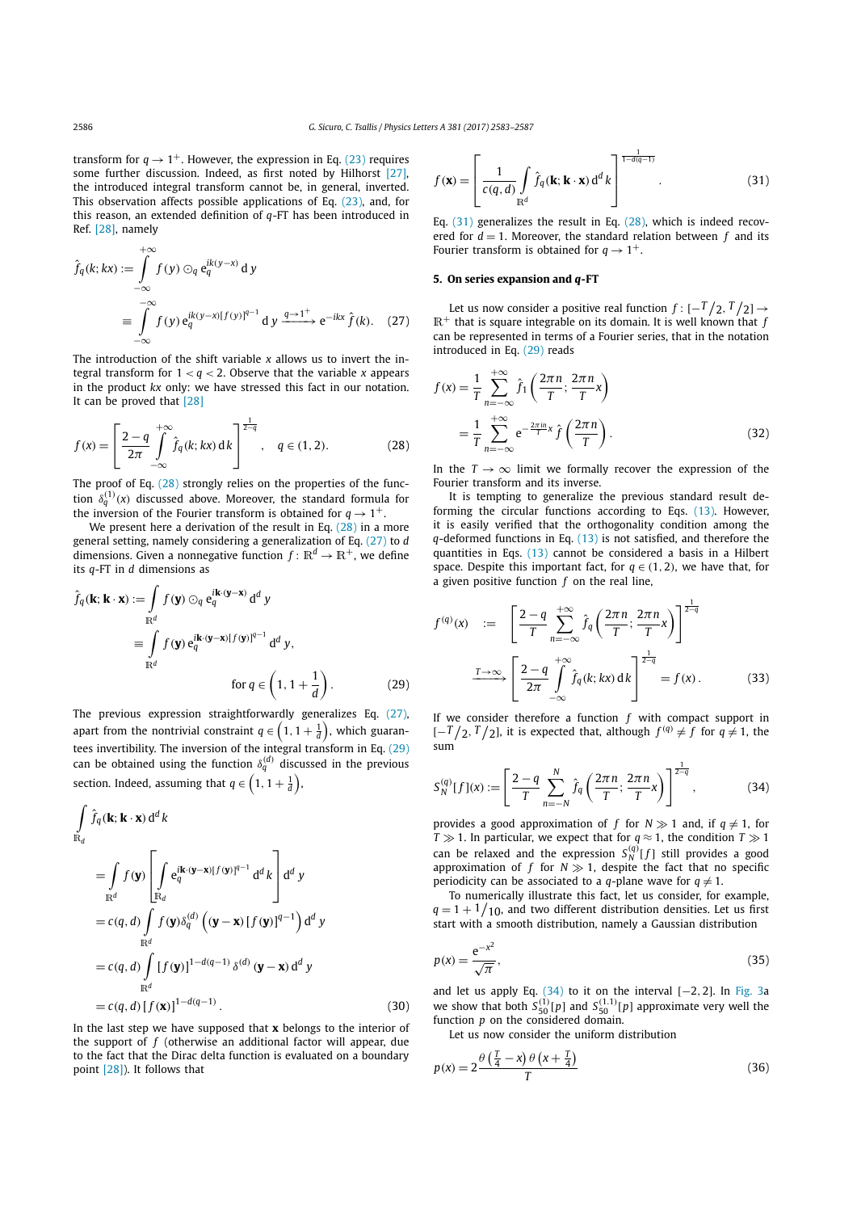transform for $q \to 1^+$. However, the expression in Eq. (23) requires some further discussion. Indeed, as first noted by Hilhorst [27], the introduced integral transform cannot be, in general, inverted. This observation affects possible applications of Eq. (23), and, for this reason, an extended definition of $q$-FT has been introduced in Ref. [28], namely

$$\hat{f}_q(k; kx) := \int_{-\infty}^{+\infty} f(y) \odot_q e_q^{ik(y-x)} \, dy$$
$$\equiv \int_{-\infty}^{+\infty} f(y)\, e_q^{ik(y-x)[f(y)]^{q-1}} \, dy \xrightarrow{q\to 1^+} e^{-ikx} \hat{f}(k). \quad (27)$$

The introduction of the shift variable $x$ allows us to invert the integral transform for $1 < q < 2$. Observe that the variable $x$ appears in the product $kx$ only: we have stressed this fact in our notation. It can be proved that [28]

$$f(x) = \left[ \frac{2-q}{2\pi} \int_{-\infty}^{+\infty} \hat{f}_q(k; kx) \, dk \right]^{\frac{1}{2-q}}, \quad q \in (1, 2). \quad (28)$$

The proof of Eq. (28) strongly relies on the properties of the function $\delta_q^{(1)}(x)$ discussed above. Moreover, the standard formula for the inversion of the Fourier transform is obtained for $q \to 1^+$.

We present here a derivation of the result in Eq. (28) in a more general setting, namely considering a generalization of Eq. (27) to $d$ dimensions. Given a nonnegative function $f : \mathbb{R}^d \to \mathbb{R}^+$, we define its $q$-FT in $d$ dimensions as

$$\hat{f}_q(\mathbf{k}; \mathbf{k}\cdot\mathbf{x}) := \int_{\mathbb{R}^d} f(\mathbf{y}) \odot_q e_q^{i\mathbf{k}\cdot(\mathbf{y}-\mathbf{x})} \, d^d y$$
$$\equiv \int_{\mathbb{R}^d} f(\mathbf{y})\, e_q^{i\mathbf{k}\cdot(\mathbf{y}-\mathbf{x})[f(\mathbf{y})]^{q-1}} \, d^d y,$$
$$\text{for } q \in \left(1, 1 + \frac{1}{d}\right). \quad (29)$$

The previous expression straightforwardly generalizes Eq. (27), apart from the nontrivial constraint $q \in \left(1, 1 + \frac{1}{d}\right)$, which guarantees invertibility. The inversion of the integral transform in Eq. (29) can be obtained using the function $\delta_q^{(d)}$ discussed in the previous section. Indeed, assuming that $q \in \left(1, 1 + \frac{1}{d}\right)$,

$$\int_{\mathbb{R}_d} \hat{f}_q(\mathbf{k}; \mathbf{k}\cdot\mathbf{x}) \, d^d k$$
$$= \int_{\mathbb{R}^d} f(\mathbf{y}) \left[ \int_{\mathbb{R}_d} e_q^{i\mathbf{k}\cdot(\mathbf{y}-\mathbf{x})[f(\mathbf{y})]^{q-1}} \, d^d k \right] d^d y$$
$$= c(q,d) \int_{\mathbb{R}^d} f(\mathbf{y}) \delta_q^{(d)}\left( (\mathbf{y}-\mathbf{x}) [f(\mathbf{y})]^{q-1} \right) d^d y$$
$$= c(q,d) \int_{\mathbb{R}^d} [f(\mathbf{y})]^{1-d(q-1)} \delta^{(d)}(\mathbf{y}-\mathbf{x}) \, d^d y$$
$$= c(q,d)\, [f(\mathbf{x})]^{1-d(q-1)}. \quad (30)$$

In the last step we have supposed that $\mathbf{x}$ belongs to the interior of the support of $f$ (otherwise an additional factor will appear, due to the fact that the Dirac delta function is evaluated on a boundary point [28]). It follows that

$$f(\mathbf{x}) = \left[ \frac{1}{c(q,d)} \int_{\mathbb{R}^d} \hat{f}_q(\mathbf{k}; \mathbf{k}\cdot\mathbf{x}) \, d^d k \right]^{\frac{1}{1-d(q-1)}}. \quad (31)$$

Eq. (31) generalizes the result in Eq. (28), which is indeed recovered for $d = 1$. Moreover, the standard relation between $f$ and its Fourier transform is obtained for $q \to 1^+$.

## 5. On series expansion and $q$-FT

Let us now consider a positive real function $f : [-T/2, T/2] \to \mathbb{R}^+$ that is square integrable on its domain. It is well known that $f$ can be represented in terms of a Fourier series, that in the notation introduced in Eq. (29) reads

$$f(x) = \frac{1}{T} \sum_{n=-\infty}^{+\infty} \hat{f}_1\left( \frac{2\pi n}{T}; \frac{2\pi n}{T} x \right)$$
$$= \frac{1}{T} \sum_{n=-\infty}^{+\infty} e^{-\frac{2\pi i n}{T} x} \hat{f}\left( \frac{2\pi n}{T} \right). \quad (32)$$

In the $T \to \infty$ limit we formally recover the expression of the Fourier transform and its inverse.

It is tempting to generalize the previous standard result deforming the circular functions according to Eqs. (13). However, it is easily verified that the orthogonality condition among the $q$-deformed functions in Eq. (13) is not satisfied, and therefore the quantities in Eqs. (13) cannot be considered a basis in a Hilbert space. Despite this important fact, for $q \in (1, 2)$, we have that, for a given positive function $f$ on the real line,

$$f^{(q)}(x) := \left[ \frac{2-q}{T} \sum_{n=-\infty}^{+\infty} \hat{f}_q\left( \frac{2\pi n}{T}; \frac{2\pi n}{T} x \right) \right]^{\frac{1}{2-q}}$$
$$\xrightarrow{T\to\infty} \left[ \frac{2-q}{2\pi} \int_{-\infty}^{+\infty} \hat{f}_q(k; kx) \, dk \right]^{\frac{1}{2-q}} = f(x). \quad (33)$$

If we consider therefore a function $f$ with compact support in $[-T/2, T/2]$, it is expected that, although $f^{(q)} \neq f$ for $q \neq 1$, the sum

$$S_N^{(q)}[f](x) := \left[ \frac{2-q}{T} \sum_{n=-N}^{N} \hat{f}_q\left( \frac{2\pi n}{T}; \frac{2\pi n}{T} x \right) \right]^{\frac{1}{2-q}}, \quad (34)$$

provides a good approximation of $f$ for $N \gg 1$ and, if $q \neq 1$, for $T \gg 1$. In particular, we expect that for $q \approx 1$, the condition $T \gg 1$ can be relaxed and the expression $S_N^{(q)}[f]$ still provides a good approximation of $f$ for $N \gg 1$, despite the fact that no specific periodicity can be associated to a $q$-plane wave for $q \neq 1$.

To numerically illustrate this fact, let us consider, for example, $q = 1 + 1/10$, and two different distribution densities. Let us first start with a smooth distribution, namely a Gaussian distribution

$$p(x) = \frac{e^{-x^2}}{\sqrt{\pi}}, \quad (35)$$

and let us apply Eq. (34) to it on the interval $[-2, 2]$. In Fig. 3a we show that both $S_{50}^{(1)}[p]$ and $S_{50}^{(1.1)}[p]$ approximate very well the function $p$ on the considered domain.

Let us now consider the uniform distribution

$$p(x) = 2\frac{\theta\left(\frac{T}{4} - x\right)\theta\left(x + \frac{T}{4}\right)}{T} \quad (36)$$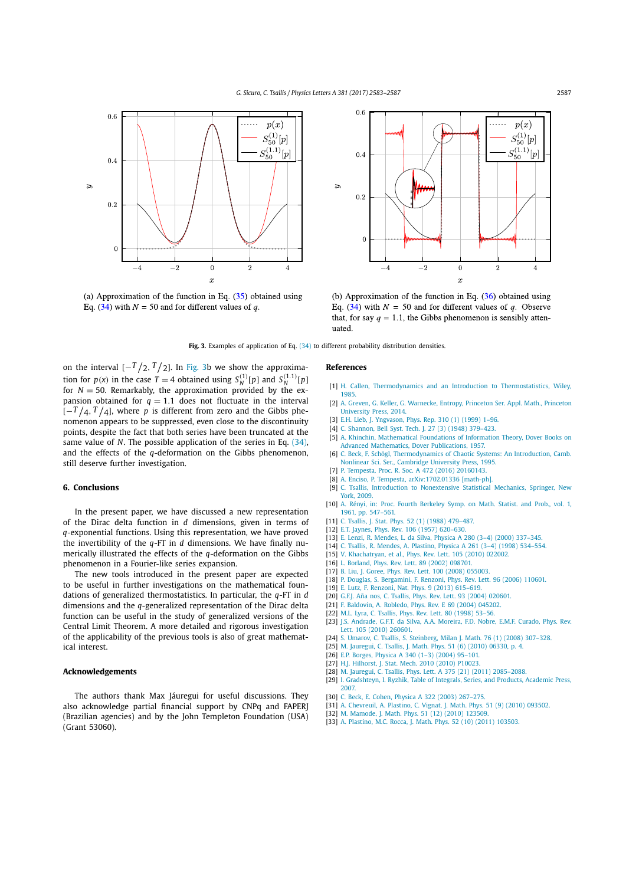0.6

0.4

0.2

0

−4 −2 0 2 4

$x$

$y$

$p(x)$

$S_{50}^{(1)}[p]$

$S_{50}^{(1.1)}[p]$

(a) Approximation of the function in Eq. (35) obtained using Eq. (34) with $N = 50$ and for different values of $q$.

0.6

0.4

0.2

0

−4 −2 0 2 4

$x$

$y$

$p(x)$

$S_{50}^{(1)}[p]$

$S_{50}^{(1.1)}[p]$

(b) Approximation of the function in Eq. (36) obtained using Eq. (34) with $N = 50$ and for different values of $q$. Observe that, for say $q = 1.1$, the Gibbs phenomenon is sensibly attenuated.

**Fig. 3.** Examples of application of Eq. (34) to different probability distribution densities.

on the interval $[-^T/_2, {^T/_2}]$. In Fig. 3b we show the approximation for $p(x)$ in the case $T = 4$ obtained using $S_N^{(1)}[p]$ and $S_N^{(1.1)}[p]$ for $N = 50$. Remarkably, the approximation provided by the expansion obtained for $q = 1.1$ does not fluctuate in the interval $[-^T/_4, {^T/_4}]$, where $p$ is different from zero and the Gibbs phenomenon appears to be suppressed, even close to the discontinuity points, despite the fact that both series have been truncated at the same value of $N$. The possible application of the series in Eq. (34), and the effects of the $q$-deformation on the Gibbs phenomenon, still deserve further investigation.

## 6. Conclusions

In the present paper, we have discussed a new representation of the Dirac delta function in $d$ dimensions, given in terms of $q$-exponential functions. Using this representation, we have proved the invertibility of the $q$-FT in $d$ dimensions. We have finally numerically illustrated the effects of the $q$-deformation on the Gibbs phenomenon in a Fourier-like series expansion.

The new tools introduced in the present paper are expected to be useful in further investigations on the mathematical foundations of generalized thermostatistics. In particular, the $q$-FT in $d$ dimensions and the $q$-generalized representation of the Dirac delta function can be useful in the study of generalized versions of the Central Limit Theorem. A more detailed and rigorous investigation of the applicability of the previous tools is also of great mathematical interest.

## Acknowledgements

The authors thank Max Jáuregui for useful discussions. They also acknowledge partial financial support by CNPq and FAPERJ (Brazilian agencies) and by the John Templeton Foundation (USA) (Grant 53060).

## References

[1] H. Callen, Thermodynamics and an Introduction to Thermostatistics, Wiley, 1985.
[2] A. Greven, G. Keller, G. Warnecke, Entropy, Princeton Ser. Appl. Math., Princeton University Press, 2014.
[3] E.H. Lieb, J. Yngvason, Phys. Rep. 310 (1) (1999) 1–96.
[4] C. Shannon, Bell Syst. Tech. J. 27 (3) (1948) 379–423.
[5] A. Khinchin, Mathematical Foundations of Information Theory, Dover Books on Advanced Mathematics, Dover Publications, 1957.
[6] C. Beck, F. Schögl, Thermodynamics of Chaotic Systems: An Introduction, Camb. Nonlinear Sci. Ser., Cambridge University Press, 1995.
[7] P. Tempesta, Proc. R. Soc. A 472 (2016) 20160143.
[8] A. Enciso, P. Tempesta, arXiv:1702.01336 [math-ph].
[9] C. Tsallis, Introduction to Nonextensive Statistical Mechanics, Springer, New York, 2009.
[10] A. Rényi, in: Proc. Fourth Berkeley Symp. on Math. Statist. and Prob., vol. 1, 1961, pp. 547–561.
[11] C. Tsallis, J. Stat. Phys. 52 (1) (1988) 479–487.
[12] E.T. Jaynes, Phys. Rev. 106 (1957) 620–630.
[13] E. Lenzi, R. Mendes, L. da Silva, Physica A 280 (3–4) (2000) 337–345.
[14] C. Tsallis, R. Mendes, A. Plastino, Physica A 261 (3–4) (1998) 534–554.
[15] V. Khachatryan, et al., Phys. Rev. Lett. 105 (2010) 022002.
[16] L. Borland, Phys. Rev. Lett. 89 (2002) 098701.
[17] B. Liu, J. Goree, Phys. Rev. Lett. 100 (2008) 055003.
[18] P. Douglas, S. Bergamini, F. Renzoni, Phys. Rev. Lett. 96 (2006) 110601.
[19] E. Lutz, F. Renzoni, Nat. Phys. 9 (2013) 615–619.
[20] G.F.J. Aña nos, C. Tsallis, Phys. Rev. Lett. 93 (2004) 020601.
[21] F. Baldovin, A. Robledo, Phys. Rev. E 69 (2004) 045202.
[22] M.L. Lyra, C. Tsallis, Phys. Rev. Lett. 80 (1998) 53–56.
[23] J.S. Andrade, G.F.T. da Silva, A.A. Moreira, F.D. Nobre, E.M.F. Curado, Phys. Rev. Lett. 105 (2010) 260601.
[24] S. Umarov, C. Tsallis, S. Steinberg, Milan J. Math. 76 (1) (2008) 307–328.
[25] M. Jauregui, C. Tsallis, J. Math. Phys. 51 (6) (2010) 06330, p. 4.
[26] E.P. Borges, Physica A 340 (1–3) (2004) 95–101.
[27] H.J. Hilhorst, J. Stat. Mech. 2010 (2010) P10023.
[28] M. Jauregui, C. Tsallis, Phys. Lett. A 375 (21) (2011) 2085–2088.
[29] I. Gradshteyn, I. Ryzhik, Table of Integrals, Series, and Products, Academic Press, 2007.
[30] C. Beck, E. Cohen, Physica A 322 (2003) 267–275.
[31] A. Chevreuil, A. Plastino, C. Vignat, J. Math. Phys. 51 (9) (2010) 093502.
[32] M. Mamode, J. Math. Phys. 51 (12) (2010) 123509.
[33] A. Plastino, M.C. Rocca, J. Math. Phys. 52 (10) (2011) 103503.